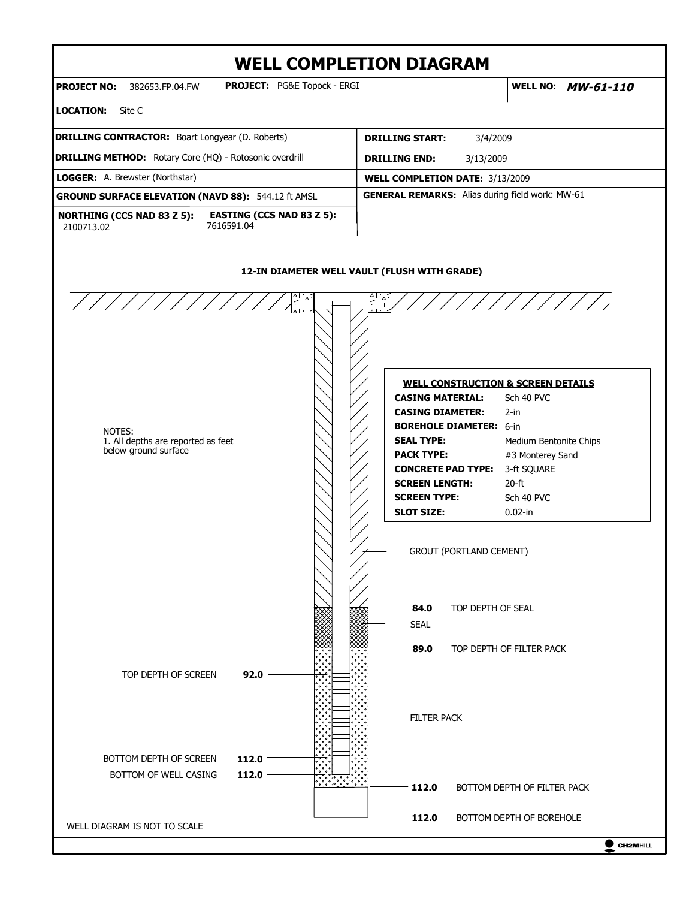# WELL COMPLETION DIAGRAM

| **PROJECT NO:** 382653.FP.04.FW | **PROJECT:** PG&E Topock - ERGI | **WELL NO:** ***MW-61-110*** |
|---|---|---|

**LOCATION:** Site C

| | |
|---|---|
| **DRILLING CONTRACTOR:** Boart Longyear (D. Roberts) | **DRILLING START:** 3/4/2009 |
| **DRILLING METHOD:** Rotary Core (HQ) - Rotosonic overdrill | **DRILLING END:** 3/13/2009 |
| **LOGGER:** A. Brewster (Northstar) | **WELL COMPLETION DATE:** 3/13/2009 |
| **GROUND SURFACE ELEVATION (NAVD 88):** 544.12 ft AMSL | **GENERAL REMARKS:** Alias during field work: MW-61 |
| **NORTHING (CCS NAD 83 Z 5):** 2100713.02 / **EASTING (CCS NAD 83 Z 5):** 7616591.04 | |

**12-IN DIAMETER WELL VAULT (FLUSH WITH GRADE)**

**WELL CONSTRUCTION & SCREEN DETAILS**

| | |
|---|---|
| **CASING MATERIAL:** | Sch 40 PVC |
| **CASING DIAMETER:** | 2-in |
| **BOREHOLE DIAMETER:** | 6-in |
| **SEAL TYPE:** | Medium Bentonite Chips |
| **PACK TYPE:** | #3 Monterey Sand |
| **CONCRETE PAD TYPE:** | 3-ft SQUARE |
| **SCREEN LENGTH:** | 20-ft |
| **SCREEN TYPE:** | Sch 40 PVC |
| **SLOT SIZE:** | 0.02-in |

NOTES:
1. All depths are reported as feet below ground surface

GROUT (PORTLAND CEMENT)

**84.0** TOP DEPTH OF SEAL

SEAL

**89.0** TOP DEPTH OF FILTER PACK

TOP DEPTH OF SCREEN **92.0**

FILTER PACK

BOTTOM DEPTH OF SCREEN **112.0**

BOTTOM OF WELL CASING **112.0**

**112.0** BOTTOM DEPTH OF FILTER PACK

**112.0** BOTTOM DEPTH OF BOREHOLE

WELL DIAGRAM IS NOT TO SCALE

CH2MHILL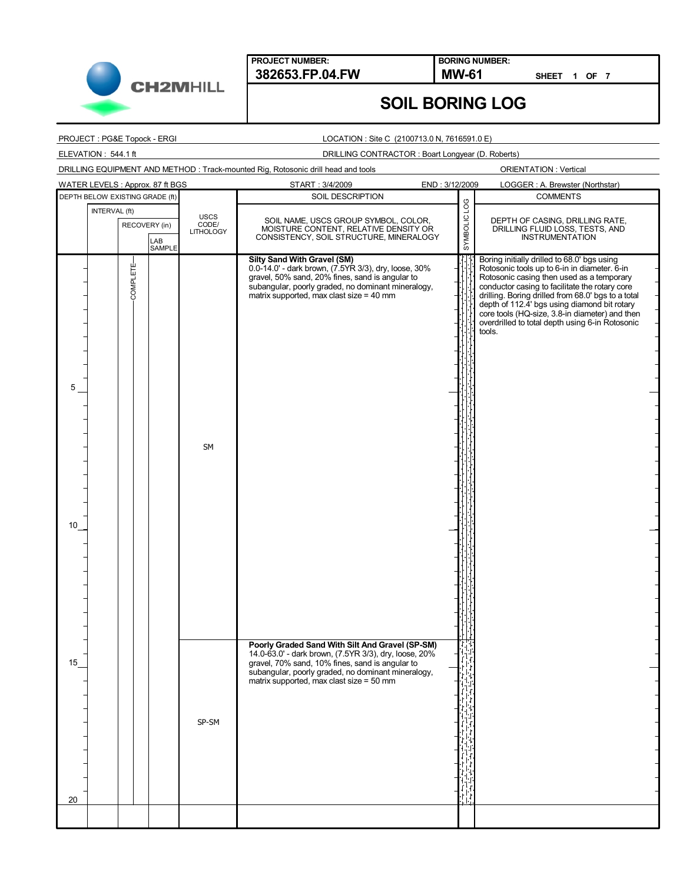**PROJECT NUMBER:** 382653.FP.04.FW

**BORING NUMBER:** MW-61

SHEET 1 OF 7

# SOIL BORING LOG

PROJECT : PG&E Topock - ERGI

LOCATION : Site C (2100713.0 N, 7616591.0 E)

ELEVATION : 544.1 ft

DRILLING CONTRACTOR : Boart Longyear (D. Roberts)

DRILLING EQUIPMENT AND METHOD : Track-mounted Rig, Rotosonic drill head and tools

ORIENTATION : Vertical

WATER LEVELS : Approx. 87 ft BGS

START : 3/4/2009

END : 3/12/2009

LOGGER : A. Brewster (Northstar)

| DEPTH BELOW EXISTING GRADE (ft) | INTERVAL (ft) | RECOVERY (in) | LAB SAMPLE | USCS CODE/ LITHOLOGY | SOIL DESCRIPTION: SOIL NAME, USCS GROUP SYMBOL, COLOR, MOISTURE CONTENT, RELATIVE DENSITY OR CONSISTENCY, SOIL STRUCTURE, MINERALOGY | SYMBOLIC LOG | COMMENTS: DEPTH OF CASING, DRILLING RATE, DRILLING FLUID LOSS, TESTS, AND INSTRUMENTATION |
|---|---|---|---|---|---|---|---|
| 0 | | COMPLETE | | SM | **Silty Sand With Gravel (SM)** 0.0-14.0' - dark brown, (7.5YR 3/3), dry, loose, 30% gravel, 50% sand, 20% fines, sand is angular to subangular, poorly graded, no dominant mineralogy, matrix supported, max clast size = 40 mm | | Boring initially drilled to 68.0' bgs using Rotosonic tools up to 6-in in diameter. 6-in Rotosonic casing then used as a temporary conductor casing to facilitate the rotary core drilling. Boring drilled from 68.0' bgs to a total depth of 112.4' bgs using diamond bit rotary core tools (HQ-size, 3.8-in diameter) and then overdrilled to total depth using 6-in Rotosonic tools. |
| 5 | | | | | | | |
| 10 | | | | | | | |
| 14 | | | | SP-SM | **Poorly Graded Sand With Silt And Gravel (SP-SM)** 14.0-63.0' - dark brown, (7.5YR 3/3), dry, loose, 20% gravel, 70% sand, 10% fines, sand is angular to subangular, poorly graded, no dominant mineralogy, matrix supported, max clast size = 50 mm | | |
| 15 | | | | | | | |
| 20 | | | | | | | |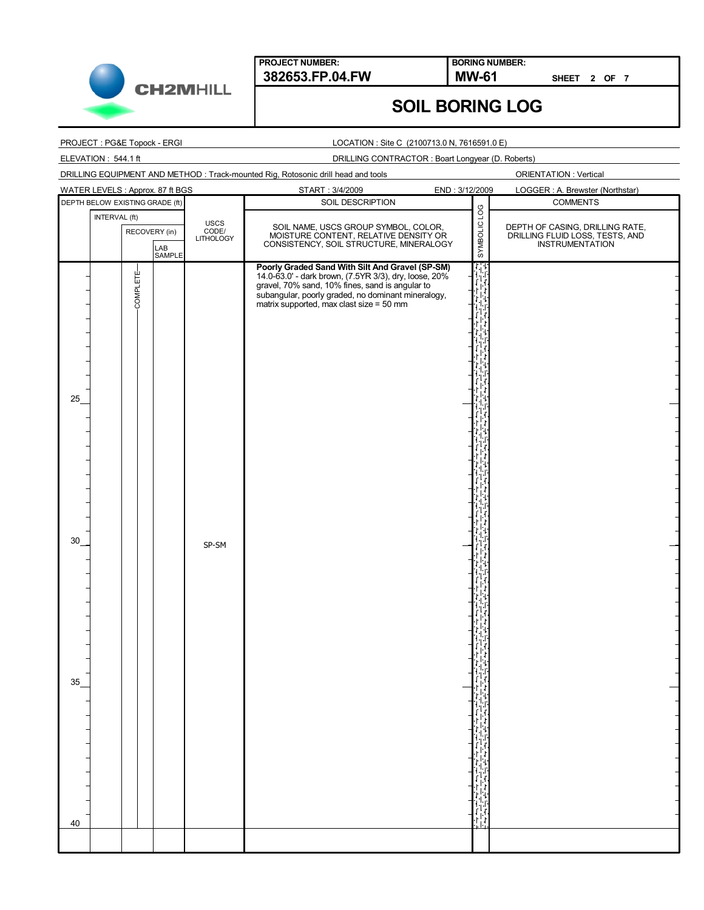**PROJECT NUMBER:** 382653.FP.04.FW

**BORING NUMBER:** MW-61

SHEET 2 OF 7

# SOIL BORING LOG

PROJECT : PG&E Topock - ERGI

LOCATION : Site C (2100713.0 N, 7616591.0 E)

ELEVATION : 544.1 ft

DRILLING CONTRACTOR : Boart Longyear (D. Roberts)

DRILLING EQUIPMENT AND METHOD : Track-mounted Rig, Rotosonic drill head and tools

ORIENTATION : Vertical

WATER LEVELS : Approx. 87 ft BGS

START : 3/4/2009

END : 3/12/2009

LOGGER : A. Brewster (Northstar)

| DEPTH BELOW EXISTING GRADE (ft) | INTERVAL (ft) | RECOVERY (in) | LAB SAMPLE | USCS CODE/ LITHOLOGY | SOIL DESCRIPTION: SOIL NAME, USCS GROUP SYMBOL, COLOR, MOISTURE CONTENT, RELATIVE DENSITY OR CONSISTENCY, SOIL STRUCTURE, MINERALOGY | SYMBOLIC LOG | COMMENTS: DEPTH OF CASING, DRILLING RATE, DRILLING FLUID LOSS, TESTS, AND INSTRUMENTATION |
|---|---|---|---|---|---|---|---|
| | | COMPLETE | | | **Poorly Graded Sand With Silt And Gravel (SP-SM)** 14.0-63.0' - dark brown, (7.5YR 3/3), dry, loose, 20% gravel, 70% sand, 10% fines, sand is angular to subangular, poorly graded, no dominant mineralogy, matrix supported, max clast size = 50 mm | | |
| 25 | | | | | | | |
| 30 | | | | SP-SM | | | |
| 35 | | | | | | | |
| 40 | | | | | | | |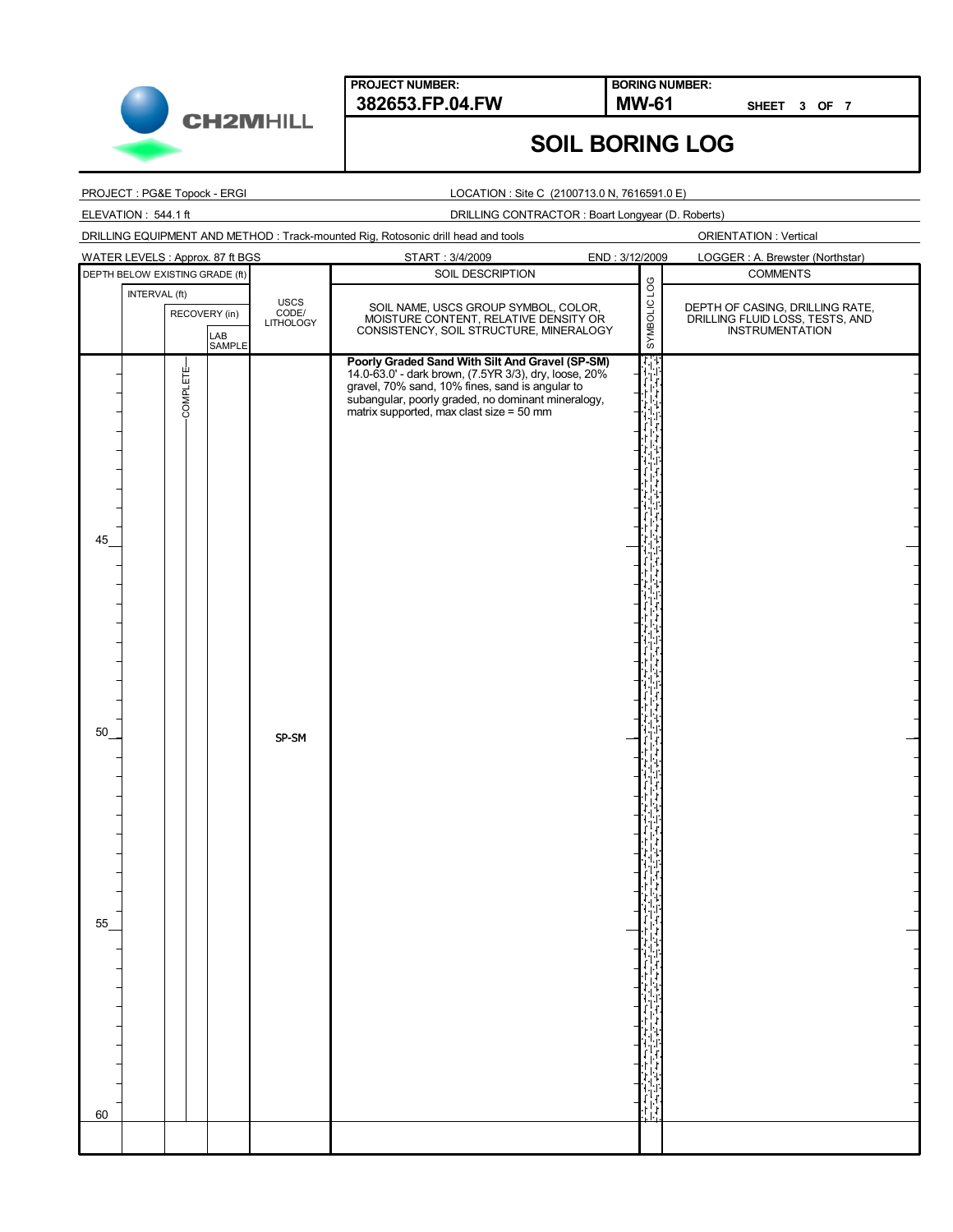**PROJECT NUMBER:** 382653.FP.04.FW

**BORING NUMBER:** MW-61

**SHEET** 3 **OF** 7

# SOIL BORING LOG

PROJECT : PG&E Topock - ERGI

LOCATION : Site C (2100713.0 N, 7616591.0 E)

ELEVATION : 544.1 ft

DRILLING CONTRACTOR : Boart Longyear (D. Roberts)

DRILLING EQUIPMENT AND METHOD : Track-mounted Rig, Rotosonic drill head and tools

ORIENTATION : Vertical

WATER LEVELS : Approx. 87 ft BGS

START : 3/4/2009

END : 3/12/2009

LOGGER : A. Brewster (Northstar)

| DEPTH BELOW EXISTING GRADE (ft) | INTERVAL (ft) | RECOVERY (in) | LAB SAMPLE | USCS CODE/ LITHOLOGY | SOIL DESCRIPTION: SOIL NAME, USCS GROUP SYMBOL, COLOR, MOISTURE CONTENT, RELATIVE DENSITY OR CONSISTENCY, SOIL STRUCTURE, MINERALOGY | SYMBOLIC LOG | COMMENTS: DEPTH OF CASING, DRILLING RATE, DRILLING FLUID LOSS, TESTS, AND INSTRUMENTATION |
|---|---|---|---|---|---|---|---|
| | | COMPLETE | | | **Poorly Graded Sand With Silt And Gravel (SP-SM)** 14.0-63.0' - dark brown, (7.5YR 3/3), dry, loose, 20% gravel, 70% sand, 10% fines, sand is angular to subangular, poorly graded, no dominant mineralogy, matrix supported, max clast size = 50 mm | | |
| 45 | | | | | | | |
| 50 | | | | SP-SM | | | |
| 55 | | | | | | | |
| 60 | | | | | | | |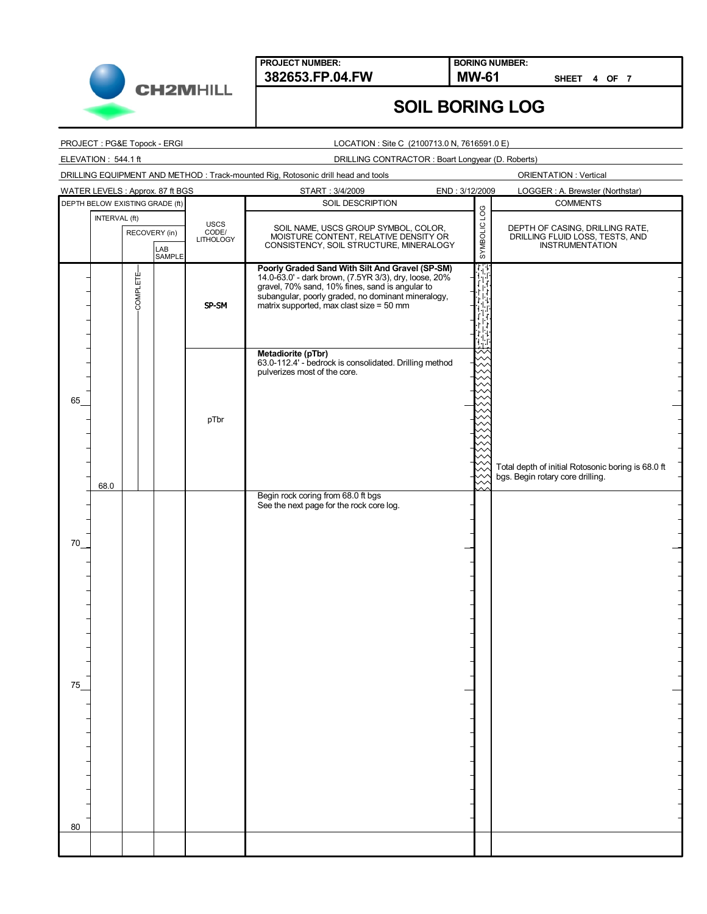**PROJECT NUMBER:** 382653.FP.04.FW

**BORING NUMBER:** MW-61

SHEET 4 OF 7

# SOIL BORING LOG

PROJECT : PG&E Topock - ERGI

LOCATION : Site C (2100713.0 N, 7616591.0 E)

ELEVATION : 544.1 ft

DRILLING CONTRACTOR : Boart Longyear (D. Roberts)

DRILLING EQUIPMENT AND METHOD : Track-mounted Rig, Rotosonic drill head and tools

ORIENTATION : Vertical

WATER LEVELS : Approx. 87 ft BGS

START : 3/4/2009

END : 3/12/2009

LOGGER : A. Brewster (Northstar)

| DEPTH BELOW EXISTING GRADE (ft) | INTERVAL (ft) | RECOVERY (in) | LAB SAMPLE | USCS CODE/ LITHOLOGY | SOIL DESCRIPTION: SOIL NAME, USCS GROUP SYMBOL, COLOR, MOISTURE CONTENT, RELATIVE DENSITY OR CONSISTENCY, SOIL STRUCTURE, MINERALOGY | SYMBOLIC LOG | COMMENTS: DEPTH OF CASING, DRILLING RATE, DRILLING FLUID LOSS, TESTS, AND INSTRUMENTATION |
|---|---|---|---|---|---|---|---|
| | | COMPLETE | | SP-SM | **Poorly Graded Sand With Silt And Gravel (SP-SM)** 14.0-63.0' - dark brown, (7.5YR 3/3), dry, loose, 20% gravel, 70% sand, 10% fines, sand is angular to subangular, poorly graded, no dominant mineralogy, matrix supported, max clast size = 50 mm | | |
| 65 | | | | pTbr | **Metadiorite (pTbr)** 63.0-112.4' - bedrock is consolidated. Drilling method pulverizes most of the core. | | Total depth of initial Rotosonic boring is 68.0 ft bgs. Begin rotary core drilling. |
| | 68.0 | | | | | | |
| 70 | | | | | Begin rock coring from 68.0 ft bgs See the next page for the rock core log. | | |
| 75 | | | | | | | |
| 80 | | | | | | | |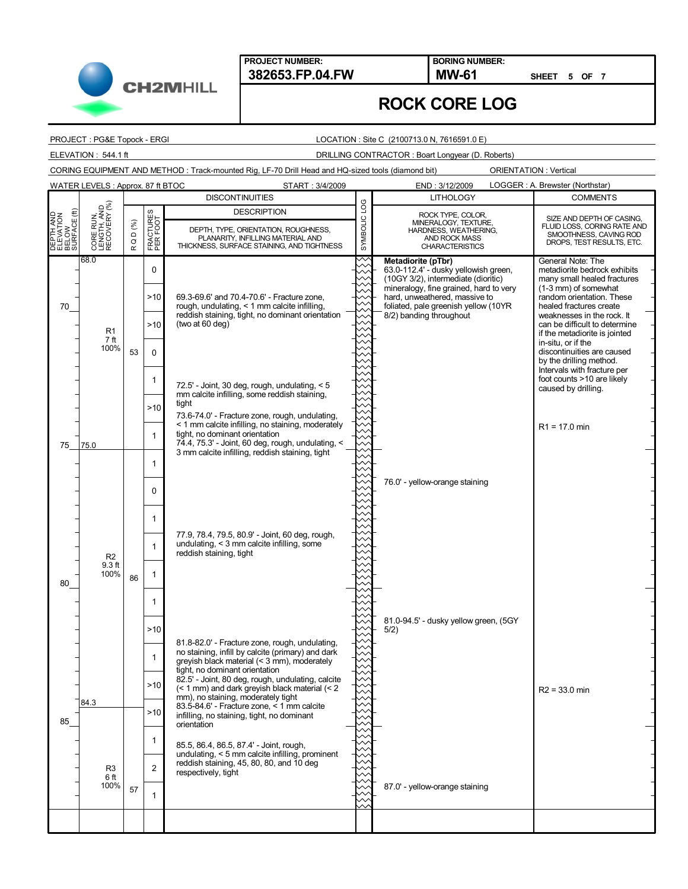**PROJECT NUMBER:** 382653.FP.04.FW

**BORING NUMBER:** MW-61

SHEET 5 OF 7

# ROCK CORE LOG

PROJECT : PG&E Topock - ERGI

LOCATION : Site C (2100713.0 N, 7616591.0 E)

ELEVATION : 544.1 ft

DRILLING CONTRACTOR : Boart Longyear (D. Roberts)

CORING EQUIPMENT AND METHOD : Track-mounted Rig, LF-70 Drill Head and HQ-sized tools (diamond bit)

ORIENTATION : Vertical

WATER LEVELS : Approx. 87 ft BTOC

START : 3/4/2009

END : 3/12/2009

LOGGER : A. Brewster (Northstar)

| DEPTH AND ELEVATION BELOW SURFACE (ft) | CORE RUN, LENGTH, AND RECOVERY (%) | RQD (%) | FRACTURES PER FOOT | DISCONTINUITIES DESCRIPTION: DEPTH, TYPE, ORIENTATION, ROUGHNESS, PLANARITY, INFILLING MATERIAL AND THICKNESS, SURFACE STAINING, AND TIGHTNESS | LITHOLOGY: ROCK TYPE, COLOR, MINERALOGY, TEXTURE, HARDNESS, WEATHERING, AND ROCK MASS CHARACTERISTICS | COMMENTS: SIZE AND DEPTH OF CASING, FLUID LOSS, CORING RATE AND SMOOTHNESS, CAVING ROD DROPS, TEST RESULTS, ETC. |
|---|---|---|---|---|---|---|
| 68.0 | 68.0 | | 0 | | **Metadiorite (pTbr)** 63.0-112.4' - dusky yellowish green, (10GY 3/2), intermediate (dioritic) mineralogy, fine grained, hard to very hard, unweathered, massive to foliated, pale greenish yellow (10YR 8/2) banding throughout | General Note: The metadiorite bedrock exhibits many small healed fractures (1-3 mm) of somewhat random orientation. These healed fractures create weaknesses in the rock. It can be difficult to determine if the metadiorite is jointed in-situ, or if the discontinuities are caused by the drilling method. Intervals with fracture per foot counts >10 are likely caused by drilling. |
| 70 | | | >10 | 69.3-69.6' and 70.4-70.6' - Fracture zone, rough, undulating, < 1 mm calcite infilling, reddish staining, tight, no dominant orientation (two at 60 deg) | | |
| | R1 7 ft 100% | | >10 | | | |
| | | 53 | 0 | | | |
| | | | 1 | 72.5' - Joint, 30 deg, rough, undulating, < 5 mm calcite infilling, some reddish staining, tight | | |
| | | | >10 | 73.6-74.0' - Fracture zone, rough, undulating, < 1 mm calcite infilling, no staining, moderately tight, no dominant orientation | | R1 = 17.0 min |
| 75 | 75.0 | | 1 | 74.4, 75.3' - Joint, 60 deg, rough, undulating, < 3 mm calcite infilling, reddish staining, tight | | |
| | | | 1 | | | |
| | | | 0 | | 76.0' - yellow-orange staining | |
| | | | 1 | | | |
| | | | 1 | 77.9, 78.4, 79.5, 80.9' - Joint, 60 deg, rough, undulating, < 3 mm calcite infilling, some reddish staining, tight | | |
| 80 | R2 9.3 ft 100% | 86 | 1 | | | |
| | | | 1 | | | |
| | | | >10 | | 81.0-94.5' - dusky yellow green, (5GY 5/2) | |
| | | | 1 | 81.8-82.0' - Fracture zone, rough, undulating, no staining, infill by calcite (primary) and dark greyish black material (< 3 mm), moderately tight, no dominant orientation | | |
| | | | >10 | 82.5' - Joint, 80 deg, rough, undulating, calcite (< 1 mm) and dark greyish black material (< 2 mm), no staining, moderately tight | | R2 = 33.0 min |
| 85 | 84.3 | | >10 | 83.5-84.6' - Fracture zone, < 1 mm calcite infilling, no staining, tight, no dominant orientation | | |
| | | | 1 | 85.5, 86.4, 86.5, 87.4' - Joint, rough, undulating, < 5 mm calcite infilling, prominent reddish staining, 45, 80, 80, and 10 deg respectively, tight | | |
| | R3 6 ft 100% | | 2 | | | |
| | | 57 | 1 | | 87.0' - yellow-orange staining | |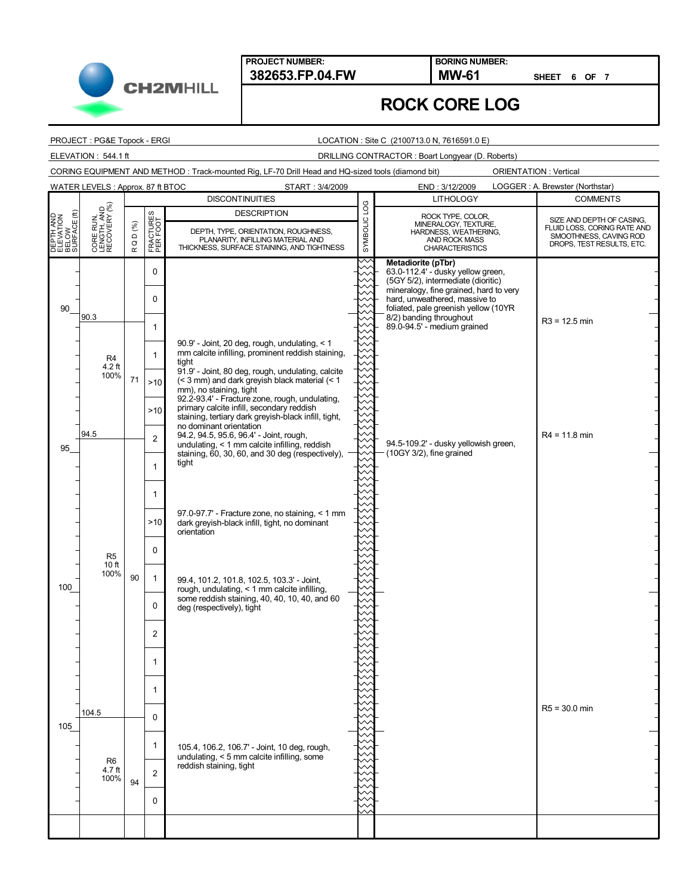**PROJECT NUMBER:** 382653.FP.04.FW

**BORING NUMBER:** MW-61

SHEET 6 OF 7

# ROCK CORE LOG

PROJECT : PG&E Topock - ERGI

LOCATION : Site C (2100713.0 N, 7616591.0 E)

ELEVATION : 544.1 ft

DRILLING CONTRACTOR : Boart Longyear (D. Roberts)

CORING EQUIPMENT AND METHOD : Track-mounted Rig, LF-70 Drill Head and HQ-sized tools (diamond bit)

ORIENTATION : Vertical

WATER LEVELS : Approx. 87 ft BTOC

START : 3/4/2009

END : 3/12/2009

LOGGER : A. Brewster (Northstar)

| DEPTH AND ELEVATION BELOW SURFACE (ft) | CORE RUN, LENGTH, AND RECOVERY (%) | R Q D (%) | FRACTURES PER FOOT | DESCRIPTION: DEPTH, TYPE, ORIENTATION, ROUGHNESS, PLANARITY, INFILLING MATERIAL AND THICKNESS, SURFACE STAINING, AND TIGHTNESS | SYMBOLIC LOG | LITHOLOGY: ROCK TYPE, COLOR, MINERALOGY, TEXTURE, HARDNESS, WEATHERING, AND ROCK MASS CHARACTERISTICS | COMMENTS: SIZE AND DEPTH OF CASING, FLUID LOSS, CORING RATE AND SMOOTHNESS, CAVING ROD DROPS, TEST RESULTS, ETC. |
|---|---|---|---|---|---|---|---|
| | | | 0 | | | **Metadiorite (pTbr)** 63.0-112.4' - dusky yellow green, (5GY 5/2), intermediate (dioritic) mineralogy, fine grained, hard to very hard, unweathered, massive to foliated, pale greenish yellow (10YR 8/2) banding throughout; 89.0-94.5' - medium grained | |
| | | | 0 | | | | |
| 90 | 90.3 | | | | | | R3 = 12.5 min |
| | R4 4.2 ft 100% | 71 | 1 | 90.9' - Joint, 20 deg, rough, undulating, < 1 mm calcite infilling, prominent reddish staining, tight | | | |
| | | | 1 | 91.9' - Joint, 80 deg, rough, undulating, calcite (< 3 mm) and dark greyish black material (< 1 mm), no staining, tight | | | |
| | | | >10 | 92.2-93.4' - Fracture zone, rough, undulating, primary calcite infill, secondary reddish staining, tertiary dark greyish-black infill, tight, no dominant orientation | | | |
| | | | >10 | | | | |
| | 94.5 | | 2 | 94.2, 94.5, 95.6, 96.4' - Joint, rough, undulating, < 1 mm calcite infilling, reddish staining, 60, 30, 60, and 30 deg (respectively), tight | | 94.5-109.2' - dusky yellowish green, (10GY 3/2), fine grained | R4 = 11.8 min |
| 95 | | | 1 | | | | |
| | | | 1 | | | | |
| | | | >10 | 97.0-97.7' - Fracture zone, no staining, < 1 mm dark greyish-black infill, tight, no dominant orientation | | | |
| | R5 10 ft 100% | 90 | 0 | | | | |
| | | | 1 | 99.4, 101.2, 101.8, 102.5, 103.3' - Joint, rough, undulating, < 1 mm calcite infilling, some reddish staining, 40, 40, 10, 40, and 60 deg (respectively), tight | | | |
| 100 | | | 0 | | | | |
| | | | 2 | | | | |
| | | | 1 | | | | |
| | | | 1 | | | | |
| | 104.5 | | 0 | | | | R5 = 30.0 min |
| 105 | | | 1 | 105.4, 106.2, 106.7' - Joint, 10 deg, rough, undulating, < 5 mm calcite infilling, some reddish staining, tight | | | |
| | R6 4.7 ft 100% | 94 | 2 | | | | |
| | | | 0 | | | | |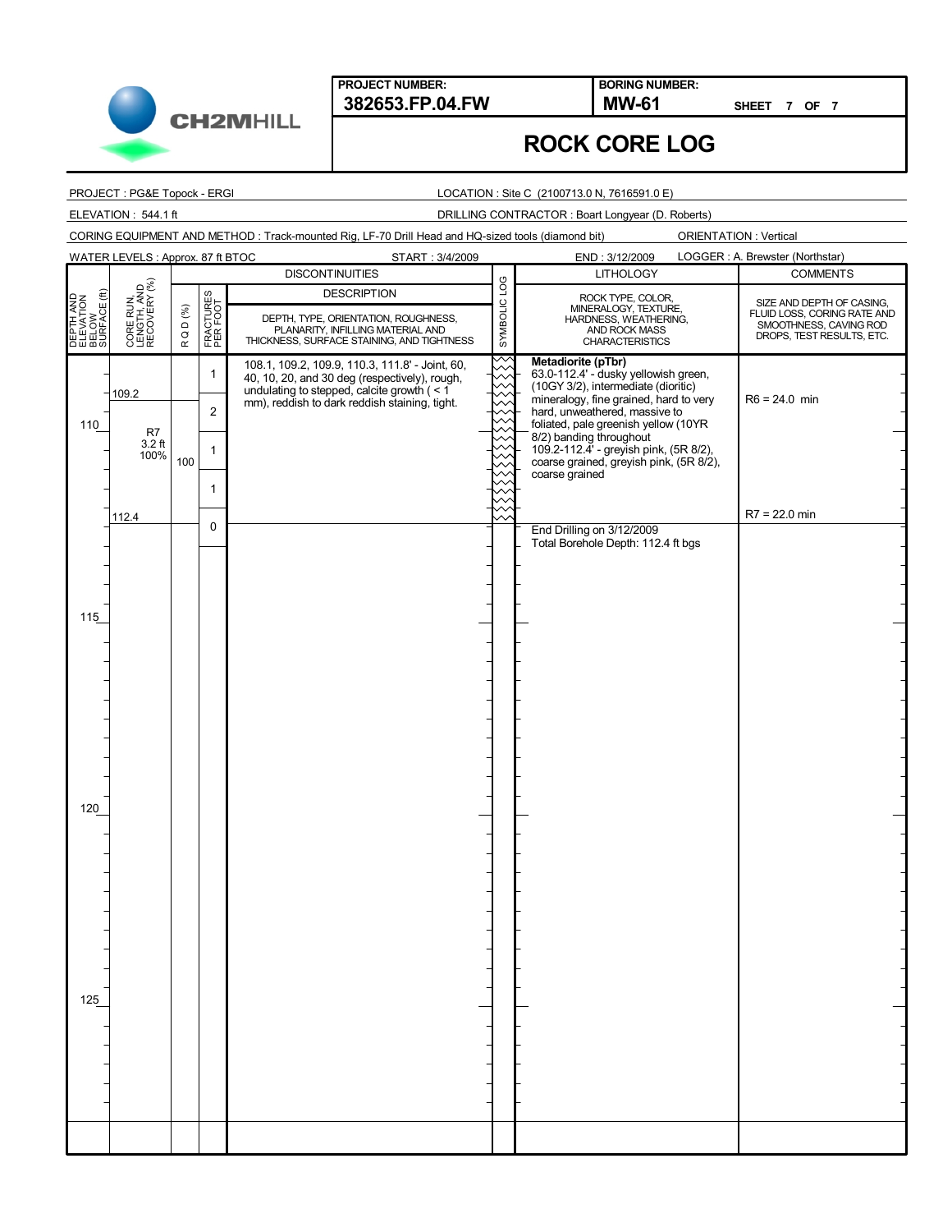**PROJECT NUMBER:** 382653.FP.04.FW

**BORING NUMBER:** MW-61

SHEET 7 OF 7

# ROCK CORE LOG

PROJECT : PG&E Topock - ERGI

LOCATION : Site C (2100713.0 N, 7616591.0 E)

ELEVATION : 544.1 ft

DRILLING CONTRACTOR : Boart Longyear (D. Roberts)

CORING EQUIPMENT AND METHOD : Track-mounted Rig, LF-70 Drill Head and HQ-sized tools (diamond bit)

ORIENTATION : Vertical

WATER LEVELS : Approx. 87 ft BTOC

START : 3/4/2009

END : 3/12/2009

LOGGER : A. Brewster (Northstar)

| DEPTH AND ELEVATION BELOW SURFACE (ft) | CORE RUN, LENGTH, AND RECOVERY (%) | R Q D (%) | FRACTURES PER FOOT | DISCONTINUITIES DESCRIPTION: DEPTH, TYPE, ORIENTATION, ROUGHNESS, PLANARITY, INFILLING MATERIAL AND THICKNESS, SURFACE STAINING, AND TIGHTNESS | SYMBOLIC LOG | LITHOLOGY: ROCK TYPE, COLOR, MINERALOGY, TEXTURE, HARDNESS, WEATHERING, AND ROCK MASS CHARACTERISTICS | COMMENTS: SIZE AND DEPTH OF CASING, FLUID LOSS, CORING RATE AND SMOOTHNESS, CAVING ROD DROPS, TEST RESULTS, ETC. |
|---|---|---|---|---|---|---|---|
| | | | 1 | 108.1, 109.2, 109.9, 110.3, 111.8' - Joint, 60, 40, 10, 20, and 30 deg (respectively), rough, undulating to stepped, calcite growth ( < 1 mm), reddish to dark reddish staining, tight. | | **Metadiorite (pTbr)** 63.0-112.4' - dusky yellowish green, (10GY 3/2), intermediate (dioritic) mineralogy, fine grained, hard to very hard, unweathered, massive to foliated, pale greenish yellow (10YR 8/2) banding throughout 109.2-112.4' - greyish pink, (5R 8/2), coarse grained, greyish pink, (5R 8/2), coarse grained | |
| | 109.2 | | 2 | | | | R6 = 24.0 min |
| 110 | R7 3.2 ft 100% | 100 | 1 | | | | |
| | | | 1 | | | | |
| | 112.4 | | 0 | | | End Drilling on 3/12/2009 Total Borehole Depth: 112.4 ft bgs | R7 = 22.0 min |
| 115 | | | | | | | |
| 120 | | | | | | | |
| 125 | | | | | | | |